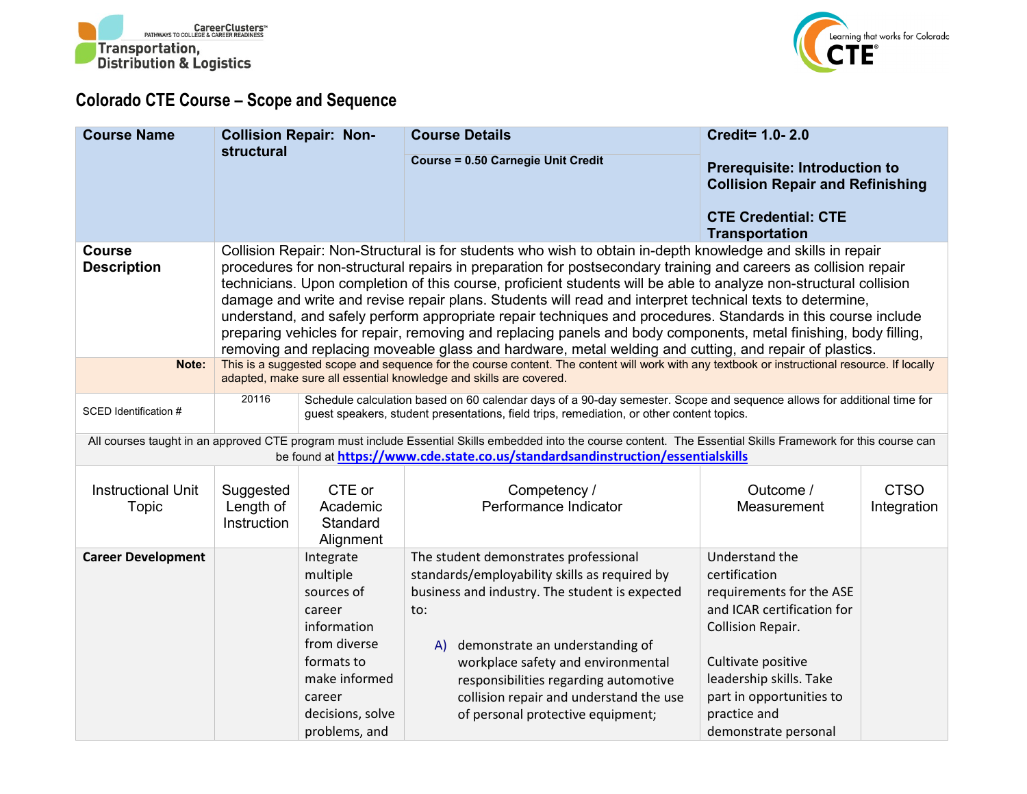Transportation, Distribution & Logistics

# Colorado CTE Course – Scope and Sequence

| **Course Name** | **Collision Repair: Non-structural** | **Course Details**<br>**Course = 0.50 Carnegie Unit Credit** | **Credit= 1.0- 2.0**<br><br>**Prerequisite: Introduction to Collision Repair and Refinishing**<br><br>**CTE Credential: CTE Transportation** |
|---|---|---|---|
| **Course Description** | Collision Repair: Non-Structural is for students who wish to obtain in-depth knowledge and skills in repair procedures for non-structural repairs in preparation for postsecondary training and careers as collision repair technicians. Upon completion of this course, proficient students will be able to analyze non-structural collision damage and write and revise repair plans. Students will read and interpret technical texts to determine, understand, and safely perform appropriate repair techniques and procedures. Standards in this course include preparing vehicles for repair, removing and replacing panels and body components, metal finishing, body filling, removing and replacing moveable glass and hardware, metal welding and cutting, and repair of plastics. | | |
| **Note:** | This is a suggested scope and sequence for the course content. The content will work with any textbook or instructional resource. If locally adapted, make sure all essential knowledge and skills are covered. | | |
| SCED Identification # | 20116 | Schedule calculation based on 60 calendar days of a 90-day semester. Scope and sequence allows for additional time for guest speakers, student presentations, field trips, remediation, or other content topics. | |

All courses taught in an approved CTE program must include Essential Skills embedded into the course content. The Essential Skills Framework for this course can be found at https://www.cde.state.co.us/standardsandinstruction/essentialskills

| Instructional Unit Topic | Suggested Length of Instruction | CTE or Academic Standard Alignment | Competency / Performance Indicator | Outcome / Measurement | CTSO Integration |
|---|---|---|---|---|---|
| **Career Development** | | Integrate multiple sources of career information from diverse formats to make informed career decisions, solve problems, and | The student demonstrates professional standards/employability skills as required by business and industry. The student is expected to:<br><br>A) demonstrate an understanding of workplace safety and environmental responsibilities regarding automotive collision repair and understand the use of personal protective equipment; | Understand the certification requirements for the ASE and ICAR certification for Collision Repair.<br><br>Cultivate positive leadership skills. Take part in opportunities to practice and demonstrate personal | |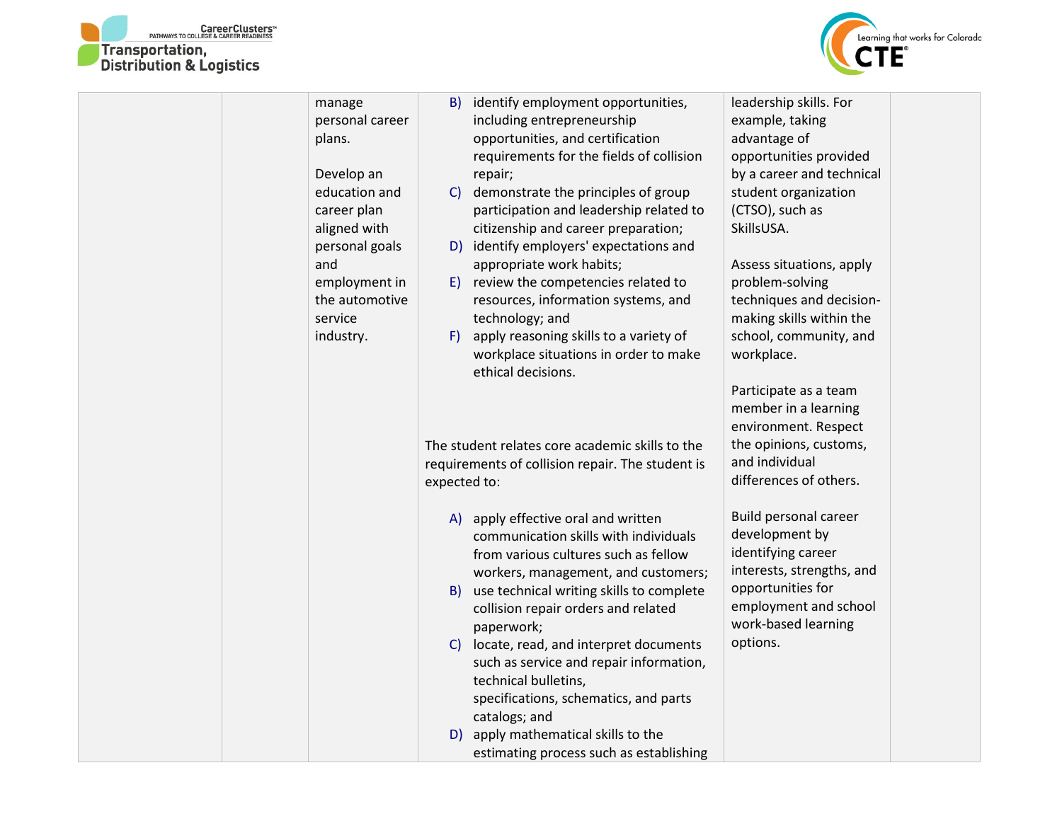| | | | | | |
|---|---|---|---|---|---|
| | | manage personal career plans.<br><br>Develop an education and career plan aligned with personal goals and employment in the automotive service industry. | B) identify employment opportunities, including entrepreneurship opportunities, and certification requirements for the fields of collision repair;<br>C) demonstrate the principles of group participation and leadership related to citizenship and career preparation;<br>D) identify employers' expectations and appropriate work habits;<br>E) review the competencies related to resources, information systems, and technology; and<br>F) apply reasoning skills to a variety of workplace situations in order to make ethical decisions.<br><br>The student relates core academic skills to the requirements of collision repair. The student is expected to:<br><br>A) apply effective oral and written communication skills with individuals from various cultures such as fellow workers, management, and customers;<br>B) use technical writing skills to complete collision repair orders and related paperwork;<br>C) locate, read, and interpret documents such as service and repair information, technical bulletins, specifications, schematics, and parts catalogs; and<br>D) apply mathematical skills to the estimating process such as establishing | leadership skills. For example, taking advantage of opportunities provided by a career and technical student organization (CTSO), such as SkillsUSA.<br><br>Assess situations, apply problem-solving techniques and decision-making skills within the school, community, and workplace.<br><br>Participate as a team member in a learning environment. Respect the opinions, customs, and individual differences of others.<br><br>Build personal career development by identifying career interests, strengths, and opportunities for employment and school work-based learning options. | |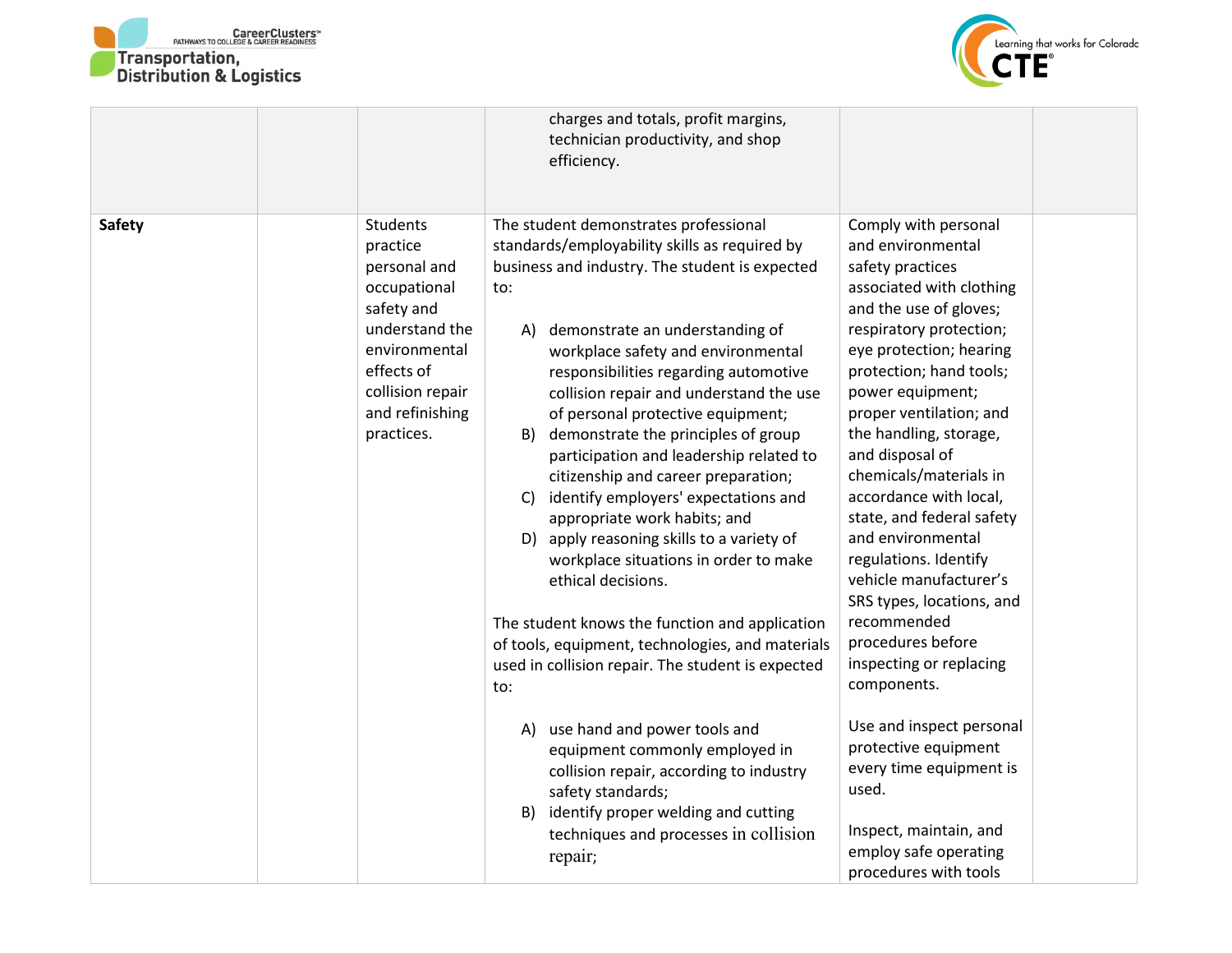|  |  |  |  |  |  |
|---|---|---|---|---|---|
|  |  |  | charges and totals, profit margins, technician productivity, and shop efficiency. |  |  |
| **Safety** |  | Students practice personal and occupational safety and understand the environmental effects of collision repair and refinishing practices. | The student demonstrates professional standards/employability skills as required by business and industry. The student is expected to:<br><br>A) demonstrate an understanding of workplace safety and environmental responsibilities regarding automotive collision repair and understand the use of personal protective equipment;<br>B) demonstrate the principles of group participation and leadership related to citizenship and career preparation;<br>C) identify employers' expectations and appropriate work habits; and<br>D) apply reasoning skills to a variety of workplace situations in order to make ethical decisions.<br><br>The student knows the function and application of tools, equipment, technologies, and materials used in collision repair. The student is expected to:<br><br>A) use hand and power tools and equipment commonly employed in collision repair, according to industry safety standards;<br>B) identify proper welding and cutting techniques and processes in collision repair; | Comply with personal and environmental safety practices associated with clothing and the use of gloves; respiratory protection; eye protection; hearing protection; hand tools; power equipment; proper ventilation; and the handling, storage, and disposal of chemicals/materials in accordance with local, state, and federal safety and environmental regulations. Identify vehicle manufacturer's SRS types, locations, and recommended procedures before inspecting or replacing components.<br><br>Use and inspect personal protective equipment every time equipment is used.<br><br>Inspect, maintain, and employ safe operating procedures with tools |  |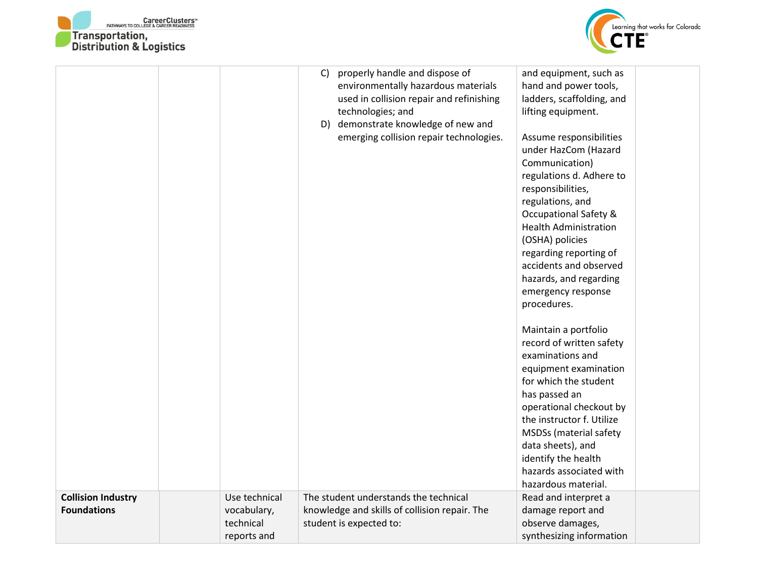|  |  |  |  |  |  |
|---|---|---|---|---|---|
|  |  |  | C) properly handle and dispose of environmentally hazardous materials used in collision repair and refinishing technologies; and<br>D) demonstrate knowledge of new and emerging collision repair technologies. | and equipment, such as hand and power tools, ladders, scaffolding, and lifting equipment.<br><br>Assume responsibilities under HazCom (Hazard Communication) regulations d. Adhere to responsibilities, regulations, and Occupational Safety & Health Administration (OSHA) policies regarding reporting of accidents and observed hazards, and regarding emergency response procedures.<br><br>Maintain a portfolio record of written safety examinations and equipment examination for which the student has passed an operational checkout by the instructor f. Utilize MSDSs (material safety data sheets), and identify the health hazards associated with hazardous material. |  |
| **Collision Industry Foundations** |  | Use technical vocabulary, technical reports and | The student understands the technical knowledge and skills of collision repair. The student is expected to: | Read and interpret a damage report and observe damages, synthesizing information |  |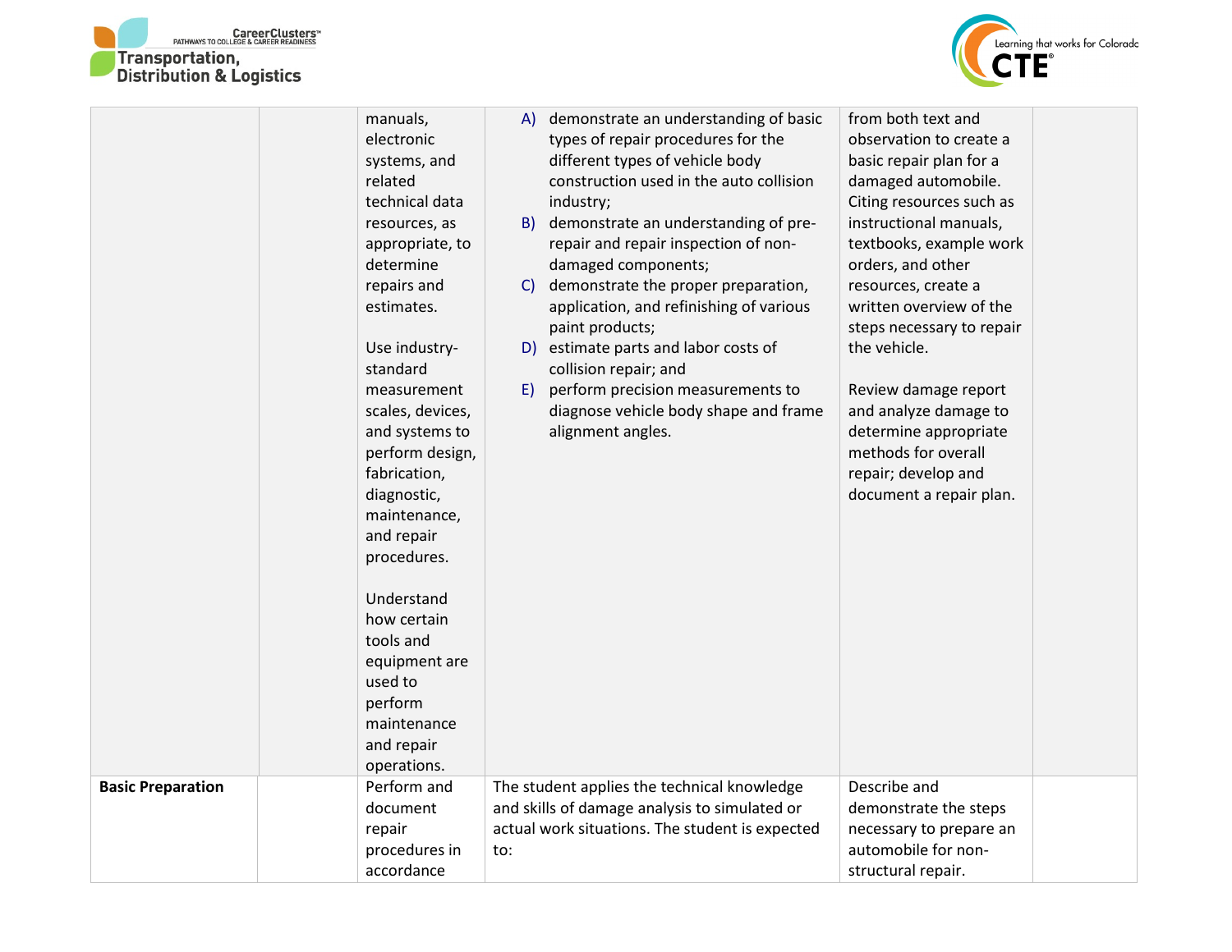| | | | | | |
|---|---|---|---|---|---|
| | | manuals, electronic systems, and related technical data resources, as appropriate, to determine repairs and estimates.<br><br>Use industry-standard measurement scales, devices, and systems to perform design, fabrication, diagnostic, maintenance, and repair procedures.<br><br>Understand how certain tools and equipment are used to perform maintenance and repair operations. | A) demonstrate an understanding of basic types of repair procedures for the different types of vehicle body construction used in the auto collision industry;<br>B) demonstrate an understanding of pre-repair and repair inspection of non-damaged components;<br>C) demonstrate the proper preparation, application, and refinishing of various paint products;<br>D) estimate parts and labor costs of collision repair; and<br>E) perform precision measurements to diagnose vehicle body shape and frame alignment angles. | from both text and observation to create a basic repair plan for a damaged automobile. Citing resources such as instructional manuals, textbooks, example work orders, and other resources, create a written overview of the steps necessary to repair the vehicle.<br><br>Review damage report and analyze damage to determine appropriate methods for overall repair; develop and document a repair plan. | |
| **Basic Preparation** | | Perform and document repair procedures in accordance | The student applies the technical knowledge and skills of damage analysis to simulated or actual work situations. The student is expected to: | Describe and demonstrate the steps necessary to prepare an automobile for non-structural repair. | |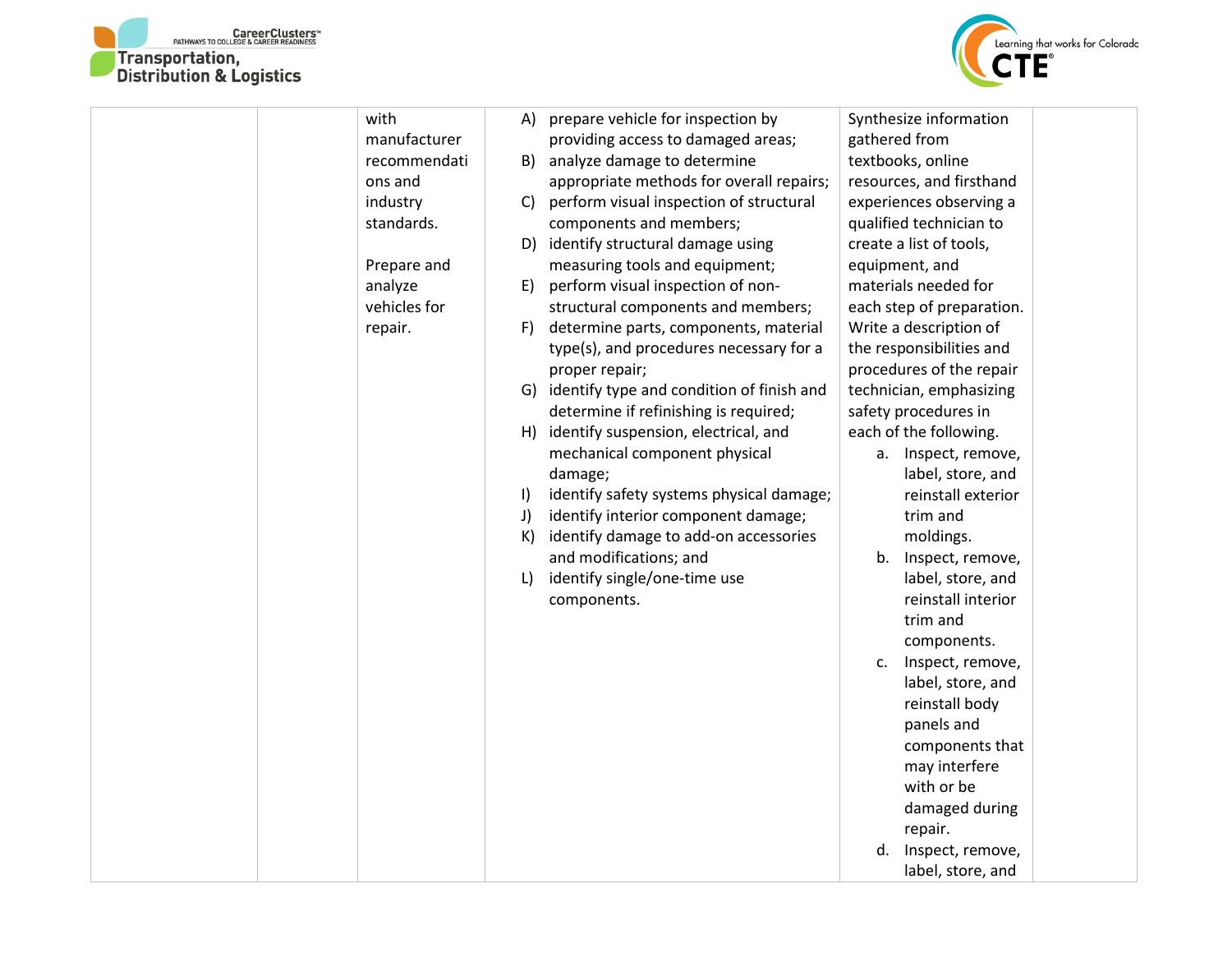| | | | | | |
|---|---|---|---|---|---|
| | | with manufacturer recommendations and industry standards.<br><br>Prepare and analyze vehicles for repair. | A) prepare vehicle for inspection by providing access to damaged areas;<br>B) analyze damage to determine appropriate methods for overall repairs;<br>C) perform visual inspection of structural components and members;<br>D) identify structural damage using measuring tools and equipment;<br>E) perform visual inspection of non-structural components and members;<br>F) determine parts, components, material type(s), and procedures necessary for a proper repair;<br>G) identify type and condition of finish and determine if refinishing is required;<br>H) identify suspension, electrical, and mechanical component physical damage;<br>I) identify safety systems physical damage;<br>J) identify interior component damage;<br>K) identify damage to add-on accessories and modifications; and<br>L) identify single/one-time use components. | Synthesize information gathered from textbooks, online resources, and firsthand experiences observing a qualified technician to create a list of tools, equipment, and materials needed for each step of preparation. Write a description of the responsibilities and procedures of the repair technician, emphasizing safety procedures in each of the following.<br>a. Inspect, remove, label, store, and reinstall exterior trim and moldings.<br>b. Inspect, remove, label, store, and reinstall interior trim and components.<br>c. Inspect, remove, label, store, and reinstall body panels and components that may interfere with or be damaged during repair.<br>d. Inspect, remove, label, store, and | |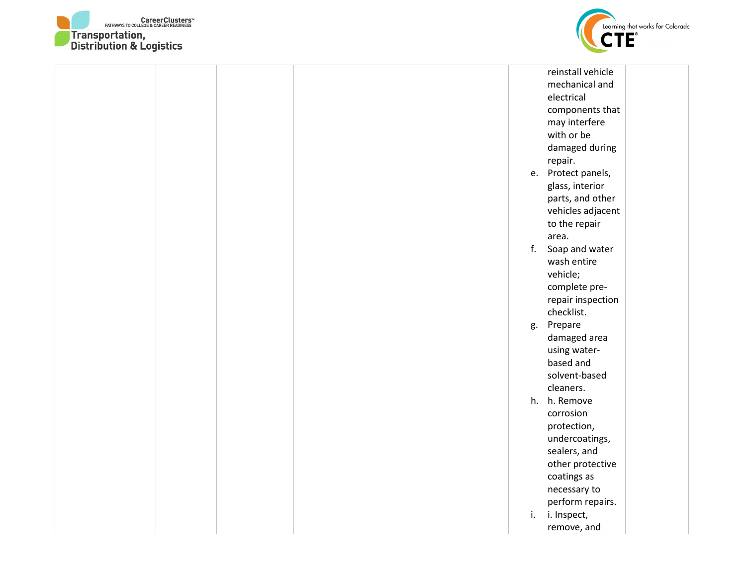|  |  |  |  |  |  |
|---|---|---|---|---|---|
|  |  |  |  | reinstall vehicle mechanical and electrical components that may interfere with or be damaged during repair.<br>e. Protect panels, glass, interior parts, and other vehicles adjacent to the repair area.<br>f. Soap and water wash entire vehicle; complete pre-repair inspection checklist.<br>g. Prepare damaged area using water-based and solvent-based cleaners.<br>h. h. Remove corrosion protection, undercoatings, sealers, and other protective coatings as necessary to perform repairs.<br>i. i. Inspect, remove, and |  |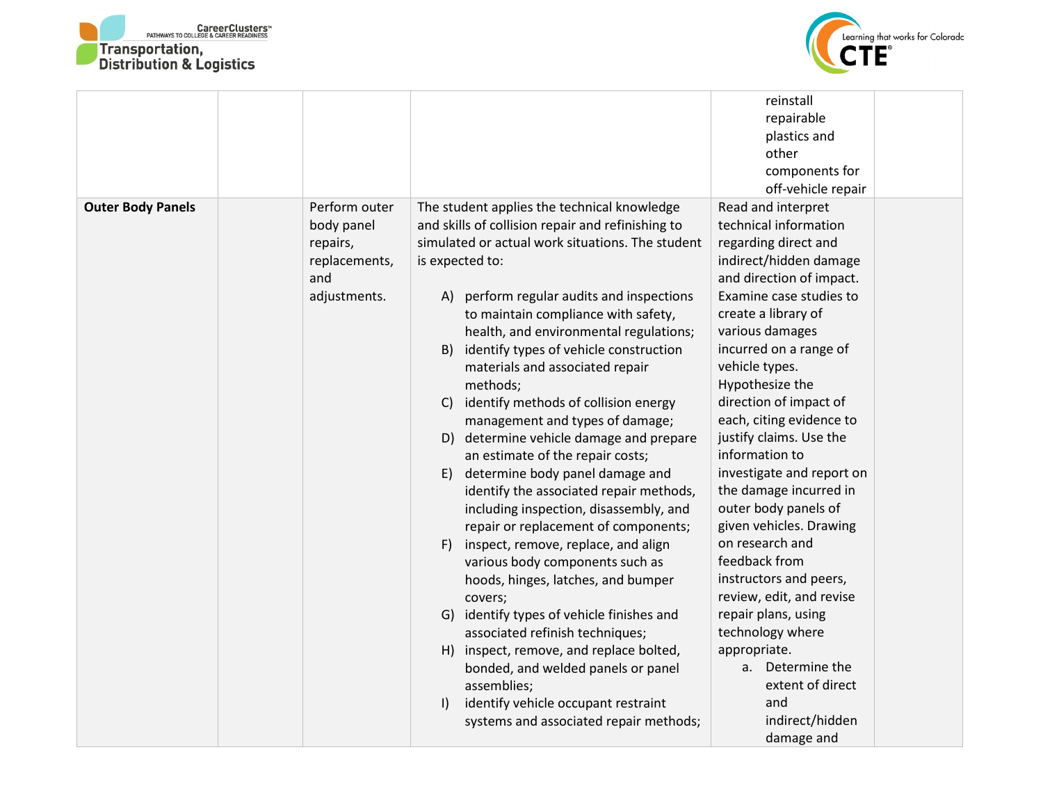| | | | | | |
|---|---|---|---|---|---|
| | | | | reinstall repairable plastics and other components for off-vehicle repair | |
| **Outer Body Panels** | | Perform outer body panel repairs, replacements, and adjustments. | The student applies the technical knowledge and skills of collision repair and refinishing to simulated or actual work situations. The student is expected to:<br><br>A) perform regular audits and inspections to maintain compliance with safety, health, and environmental regulations;<br>B) identify types of vehicle construction materials and associated repair methods;<br>C) identify methods of collision energy management and types of damage;<br>D) determine vehicle damage and prepare an estimate of the repair costs;<br>E) determine body panel damage and identify the associated repair methods, including inspection, disassembly, and repair or replacement of components;<br>F) inspect, remove, replace, and align various body components such as hoods, hinges, latches, and bumper covers;<br>G) identify types of vehicle finishes and associated refinish techniques;<br>H) inspect, remove, and replace bolted, bonded, and welded panels or panel assemblies;<br>I) identify vehicle occupant restraint systems and associated repair methods; | Read and interpret technical information regarding direct and indirect/hidden damage and direction of impact. Examine case studies to create a library of various damages incurred on a range of vehicle types. Hypothesize the direction of impact of each, citing evidence to justify claims. Use the information to investigate and report on the damage incurred in outer body panels of given vehicles. Drawing on research and feedback from instructors and peers, review, edit, and revise repair plans, using technology where appropriate.<br>a. Determine the extent of direct and indirect/hidden damage and | |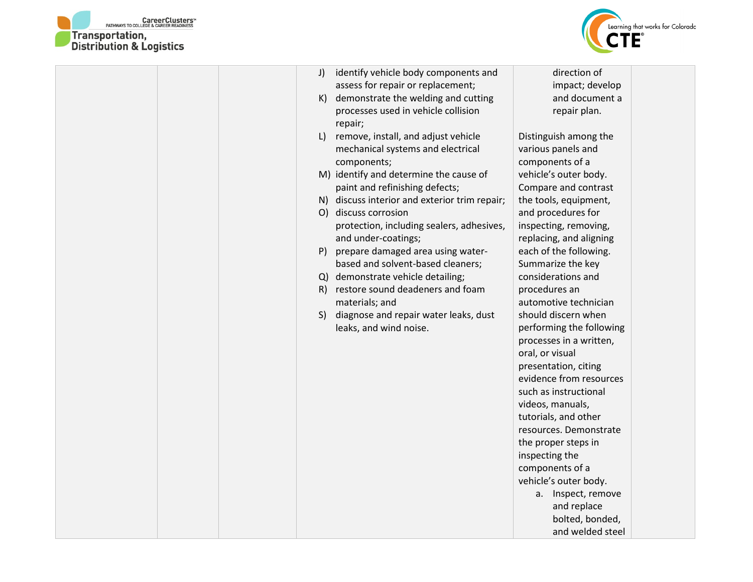| | | | | | |
|---|---|---|---|---|---|
| | | | J) identify vehicle body components and assess for repair or replacement;<br>K) demonstrate the welding and cutting processes used in vehicle collision repair;<br>L) remove, install, and adjust vehicle mechanical systems and electrical components;<br>M) identify and determine the cause of paint and refinishing defects;<br>N) discuss interior and exterior trim repair;<br>O) discuss corrosion protection, including sealers, adhesives, and under-coatings;<br>P) prepare damaged area using water-based and solvent-based cleaners;<br>Q) demonstrate vehicle detailing;<br>R) restore sound deadeners and foam materials; and<br>S) diagnose and repair water leaks, dust leaks, and wind noise. | direction of impact; develop and document a repair plan.<br><br>Distinguish among the various panels and components of a vehicle's outer body. Compare and contrast the tools, equipment, and procedures for inspecting, removing, replacing, and aligning each of the following. Summarize the key considerations and procedures an automotive technician should discern when performing the following processes in a written, oral, or visual presentation, citing evidence from resources such as instructional videos, manuals, tutorials, and other resources. Demonstrate the proper steps in inspecting the components of a vehicle's outer body.<br>a. Inspect, remove and replace bolted, bonded, and welded steel | |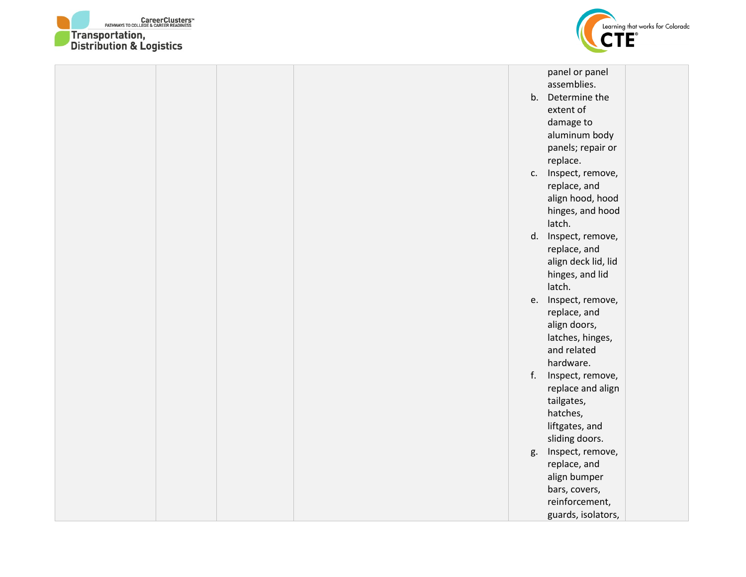|  |  |  |  | panel or panel assemblies.<br>b. Determine the extent of damage to aluminum body panels; repair or replace.<br>c. Inspect, remove, replace, and align hood, hood hinges, and hood latch.<br>d. Inspect, remove, replace, and align deck lid, lid hinges, and lid latch.<br>e. Inspect, remove, replace, and align doors, latches, hinges, and related hardware.<br>f. Inspect, remove, replace and align tailgates, hatches, liftgates, and sliding doors.<br>g. Inspect, remove, replace, and align bumper bars, covers, reinforcement, guards, isolators, |  |
|---|---|---|---|---|---|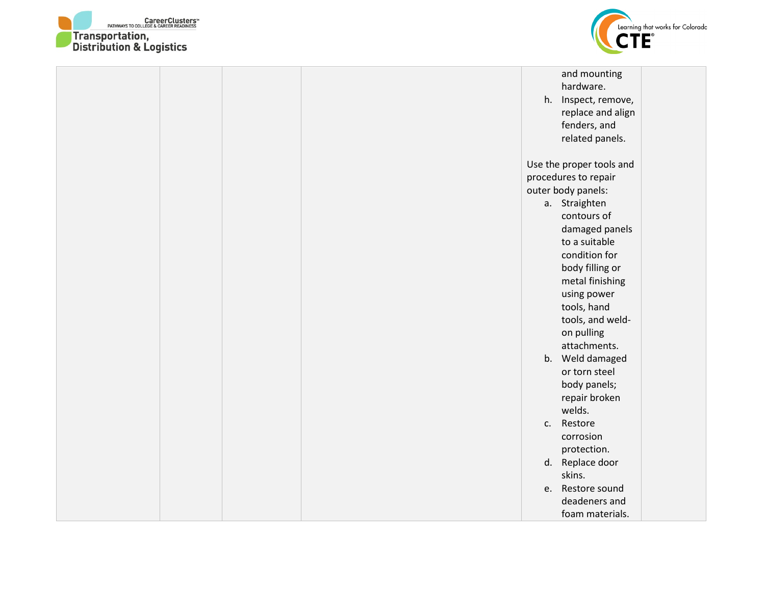| | | | | and mounting hardware.<br>h. Inspect, remove, replace and align fenders, and related panels.<br><br>Use the proper tools and procedures to repair outer body panels:<br>a. Straighten contours of damaged panels to a suitable condition for body filling or metal finishing using power tools, hand tools, and weld-on pulling attachments.<br>b. Weld damaged or torn steel body panels; repair broken welds.<br>c. Restore corrosion protection.<br>d. Replace door skins.<br>e. Restore sound deadeners and foam materials. | |
|---|---|---|---|---|---|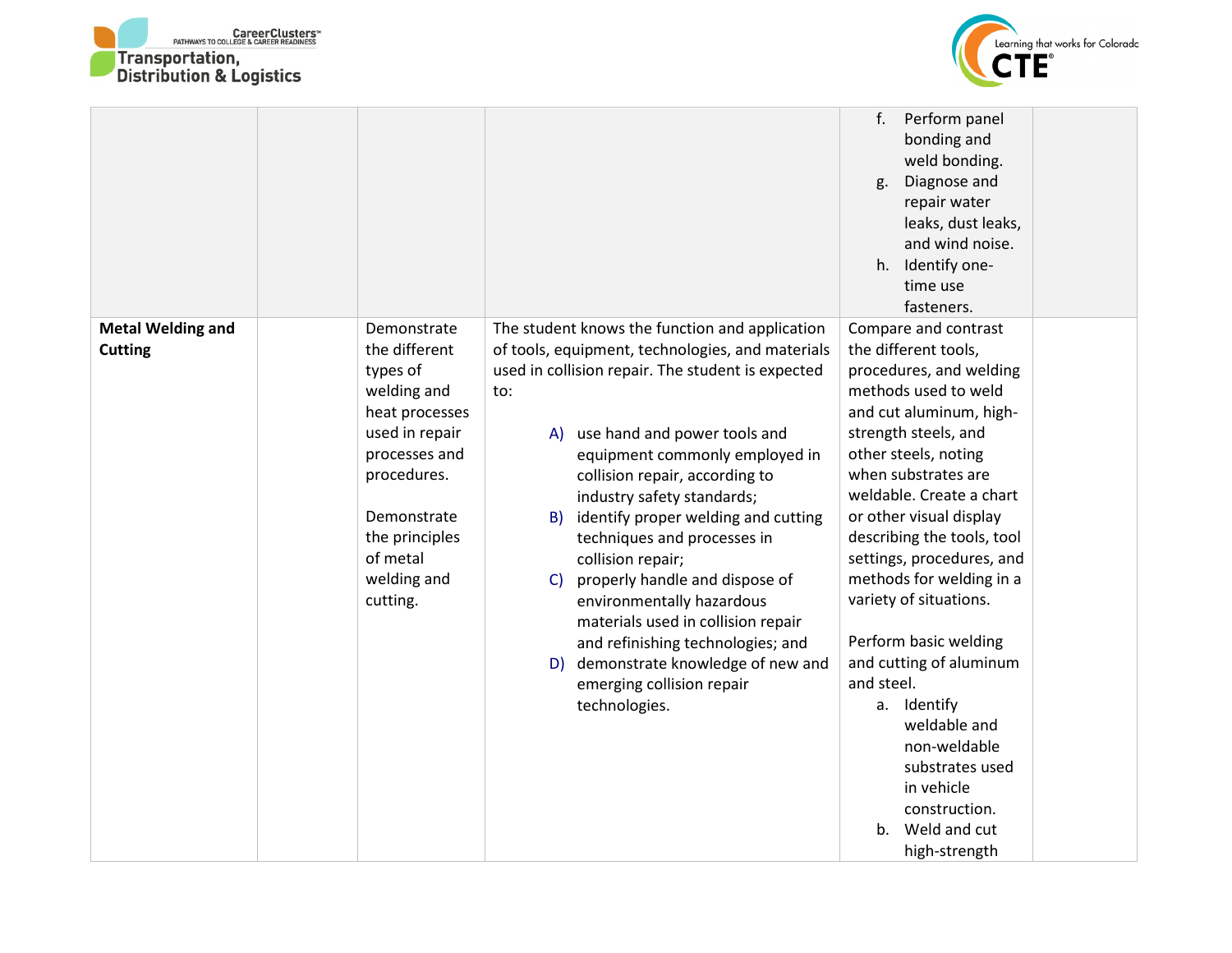| | | | | | |
|---|---|---|---|---|---|
| | | | | f. Perform panel bonding and weld bonding.<br>g. Diagnose and repair water leaks, dust leaks, and wind noise.<br>h. Identify one-time use fasteners. | |
| **Metal Welding and Cutting** | | Demonstrate the different types of welding and heat processes used in repair processes and procedures.<br><br>Demonstrate the principles of metal welding and cutting. | The student knows the function and application of tools, equipment, technologies, and materials used in collision repair. The student is expected to:<br>A) use hand and power tools and equipment commonly employed in collision repair, according to industry safety standards;<br>B) identify proper welding and cutting techniques and processes in collision repair;<br>C) properly handle and dispose of environmentally hazardous materials used in collision repair and refinishing technologies; and<br>D) demonstrate knowledge of new and emerging collision repair technologies. | Compare and contrast the different tools, procedures, and welding methods used to weld and cut aluminum, high-strength steels, and other steels, noting when substrates are weldable. Create a chart or other visual display describing the tools, tool settings, procedures, and methods for welding in a variety of situations.<br><br>Perform basic welding and cutting of aluminum and steel.<br>a. Identify weldable and non-weldable substrates used in vehicle construction.<br>b. Weld and cut high-strength | |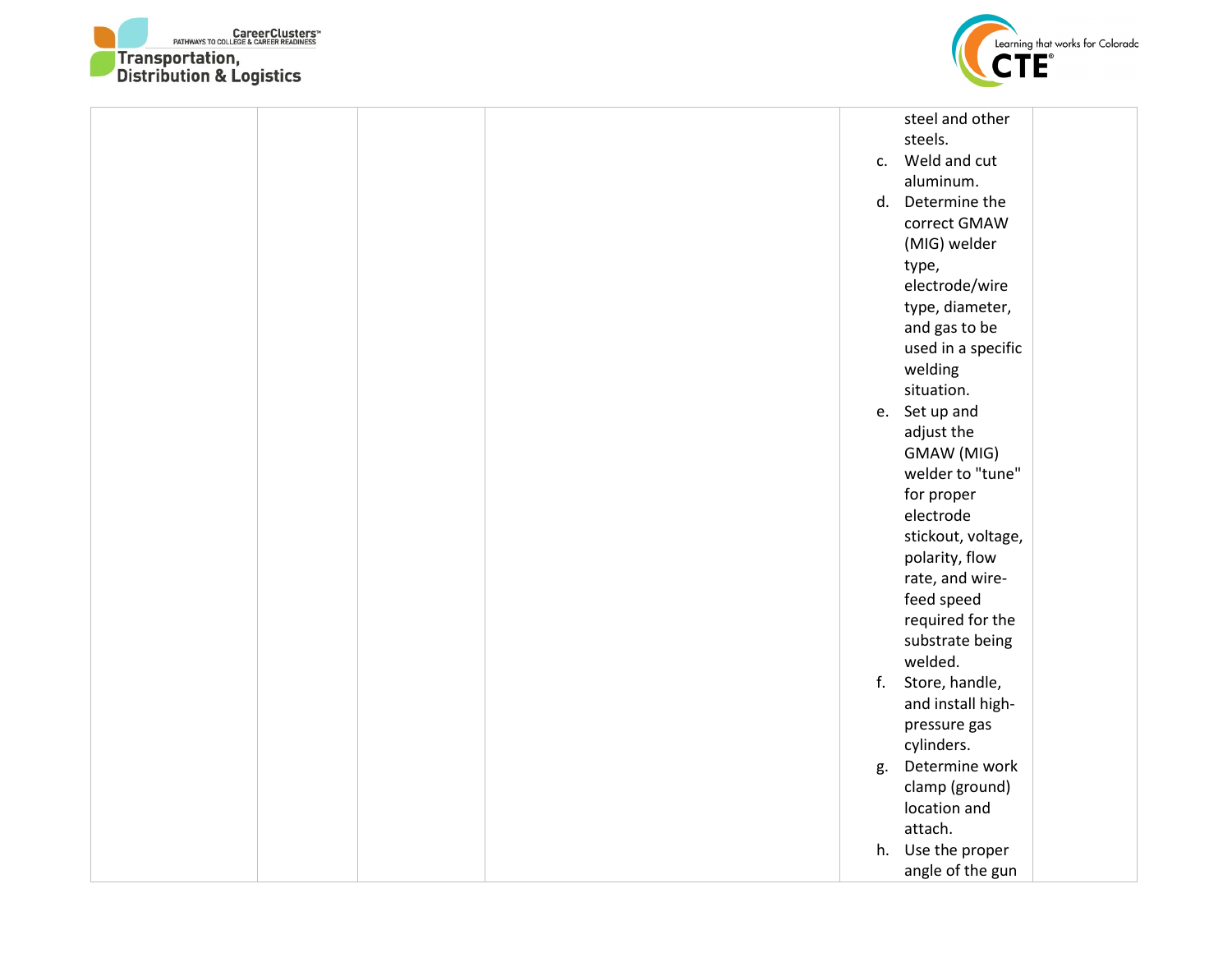| | | | | | |
|---|---|---|---|---|---|
| | | | | steel and other steels.<br>c. Weld and cut aluminum.<br>d. Determine the correct GMAW (MIG) welder type, electrode/wire type, diameter, and gas to be used in a specific welding situation.<br>e. Set up and adjust the GMAW (MIG) welder to "tune" for proper electrode stickout, voltage, polarity, flow rate, and wire-feed speed required for the substrate being welded.<br>f. Store, handle, and install high-pressure gas cylinders.<br>g. Determine work clamp (ground) location and attach.<br>h. Use the proper angle of the gun | |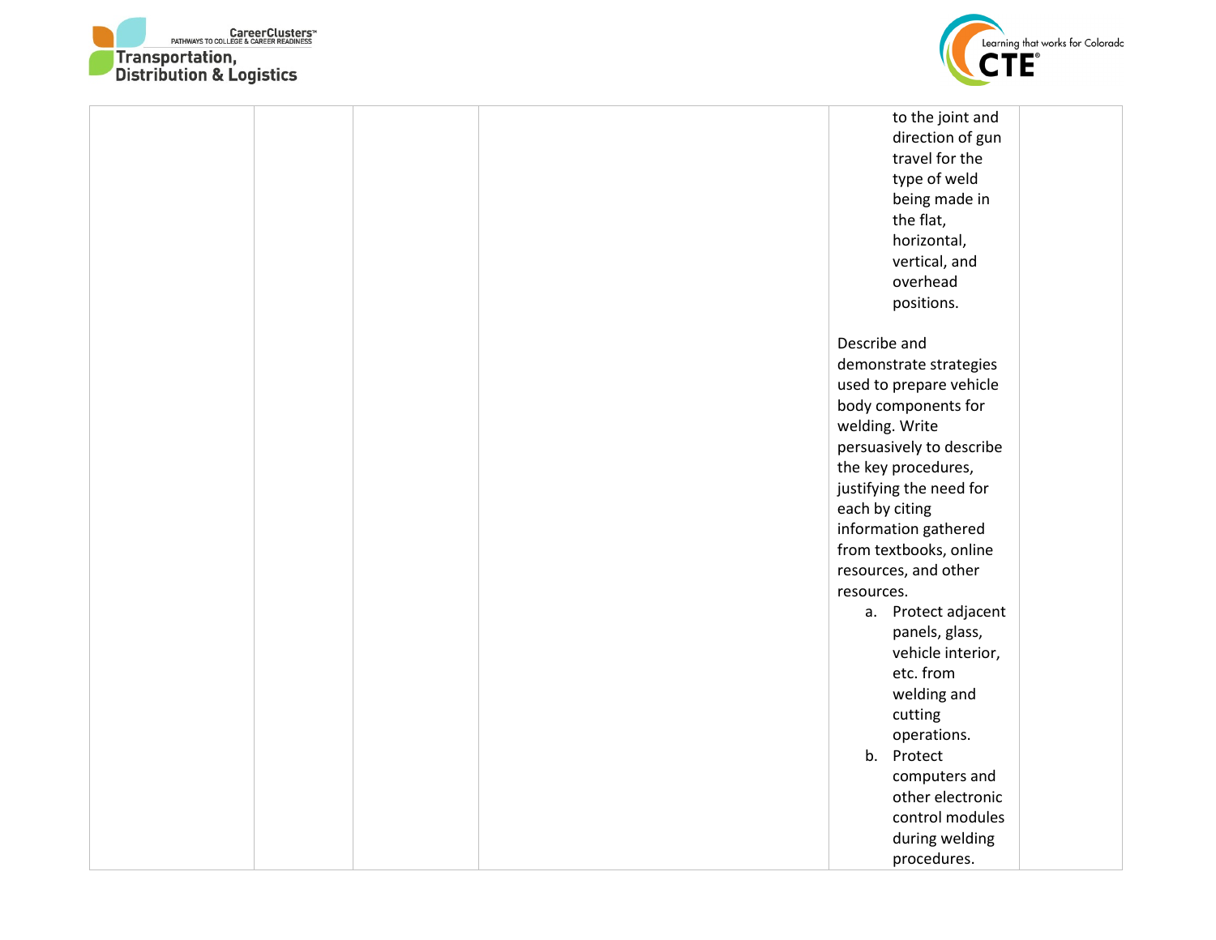| | | | | to the joint and direction of gun travel for the type of weld being made in the flat, horizontal, vertical, and overhead positions.<br><br>Describe and demonstrate strategies used to prepare vehicle body components for welding. Write persuasively to describe the key procedures, justifying the need for each by citing information gathered from textbooks, online resources, and other resources.<br>a. Protect adjacent panels, glass, vehicle interior, etc. from welding and cutting operations.<br>b. Protect computers and other electronic control modules during welding procedures. | |
|---|---|---|---|---|---|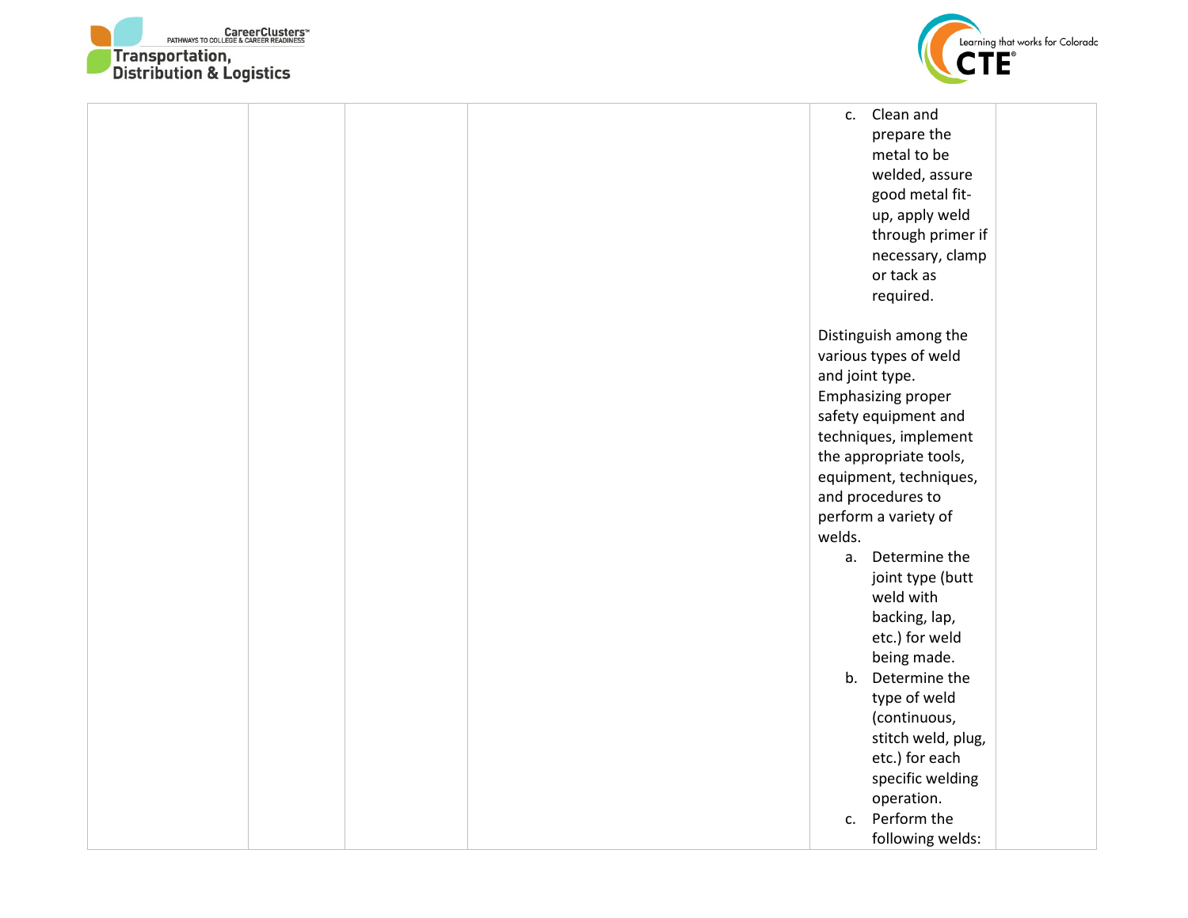|  |  |  |  | c. Clean and prepare the metal to be welded, assure good metal fit-up, apply weld through primer if necessary, clamp or tack as required.<br><br>Distinguish among the various types of weld and joint type. Emphasizing proper safety equipment and techniques, implement the appropriate tools, equipment, techniques, and procedures to perform a variety of welds.<br>a. Determine the joint type (butt weld with backing, lap, etc.) for weld being made.<br>b. Determine the type of weld (continuous, stitch weld, plug, etc.) for each specific welding operation.<br>c. Perform the following welds: |  |
|---|---|---|---|---|---|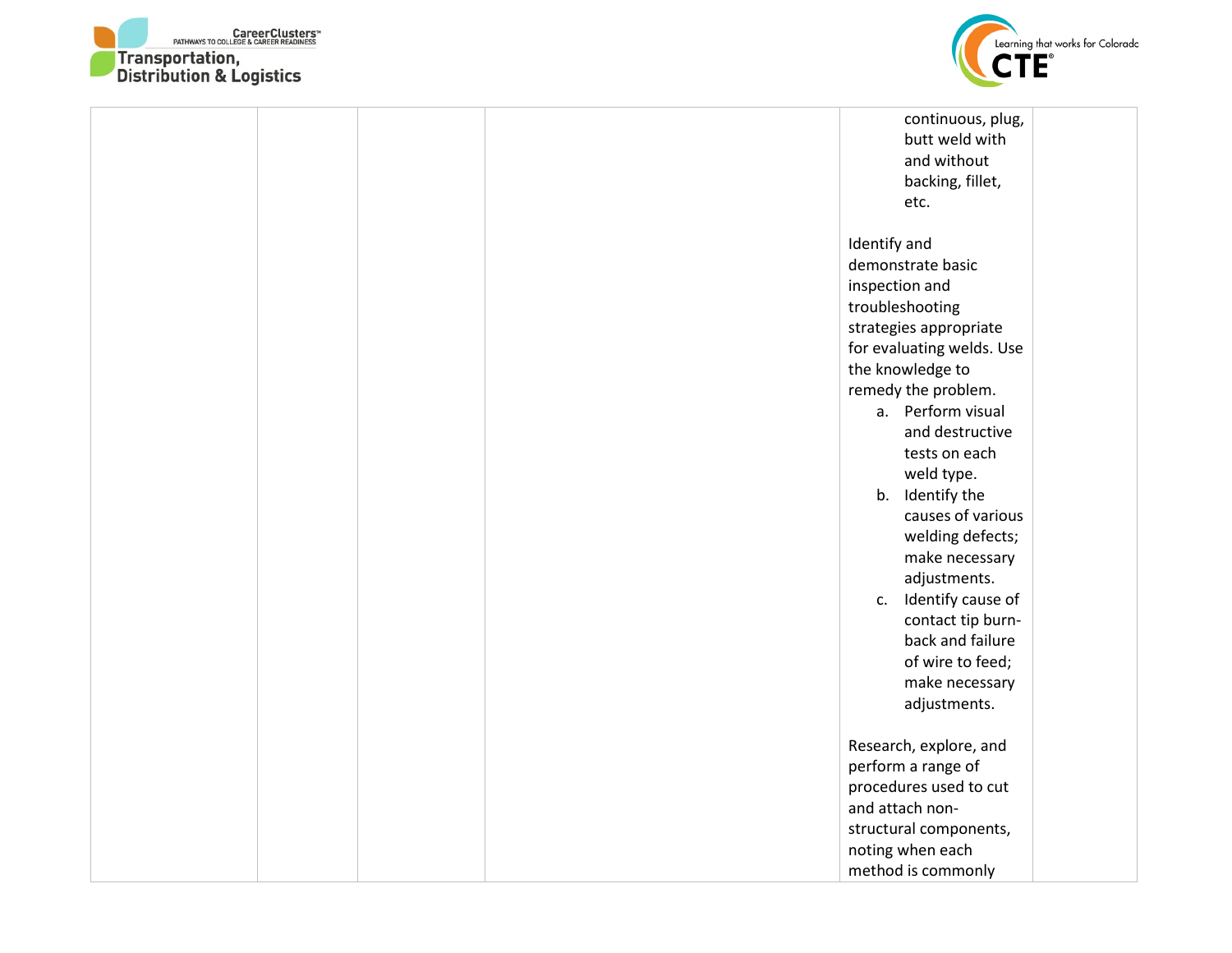| | | | | continuous, plug, butt weld with and without backing, fillet, etc.<br><br>Identify and demonstrate basic inspection and troubleshooting strategies appropriate for evaluating welds. Use the knowledge to remedy the problem.<br>a. Perform visual and destructive tests on each weld type.<br>b. Identify the causes of various welding defects; make necessary adjustments.<br>c. Identify cause of contact tip burn-back and failure of wire to feed; make necessary adjustments.<br><br>Research, explore, and perform a range of procedures used to cut and attach non-structural components, noting when each method is commonly | |
|---|---|---|---|---|---|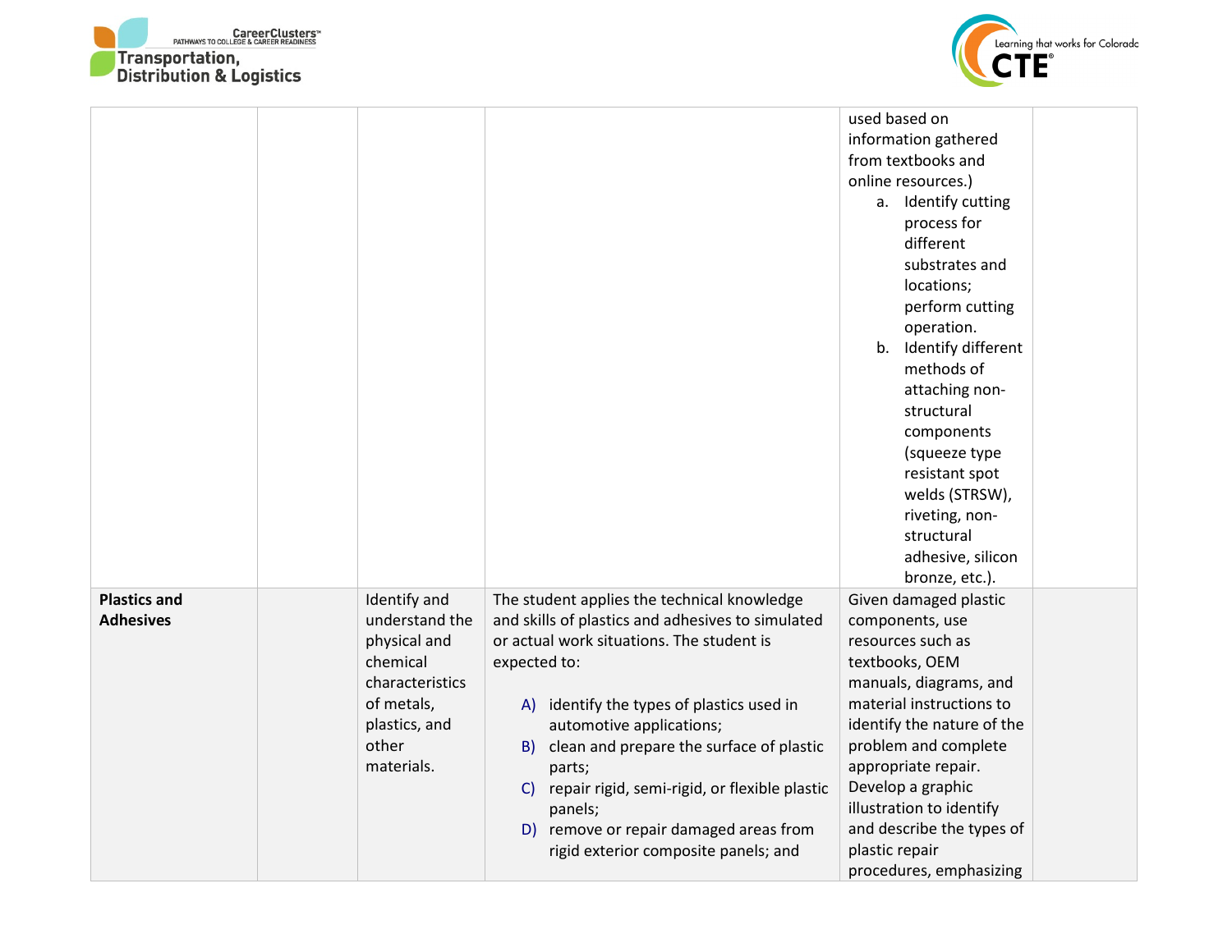| | | | | | |
|---|---|---|---|---|---|
| | | | | used based on information gathered from textbooks and online resources.)<br>a. Identify cutting process for different substrates and locations; perform cutting operation.<br>b. Identify different methods of attaching non-structural components (squeeze type resistant spot welds (STRSW), riveting, non-structural adhesive, silicon bronze, etc.). | |
| **Plastics and Adhesives** | | Identify and understand the physical and chemical characteristics of metals, plastics, and other materials. | The student applies the technical knowledge and skills of plastics and adhesives to simulated or actual work situations. The student is expected to:<br>A) identify the types of plastics used in automotive applications;<br>B) clean and prepare the surface of plastic parts;<br>C) repair rigid, semi-rigid, or flexible plastic panels;<br>D) remove or repair damaged areas from rigid exterior composite panels; and | Given damaged plastic components, use resources such as textbooks, OEM manuals, diagrams, and material instructions to identify the nature of the problem and complete appropriate repair. Develop a graphic illustration to identify and describe the types of plastic repair procedures, emphasizing | |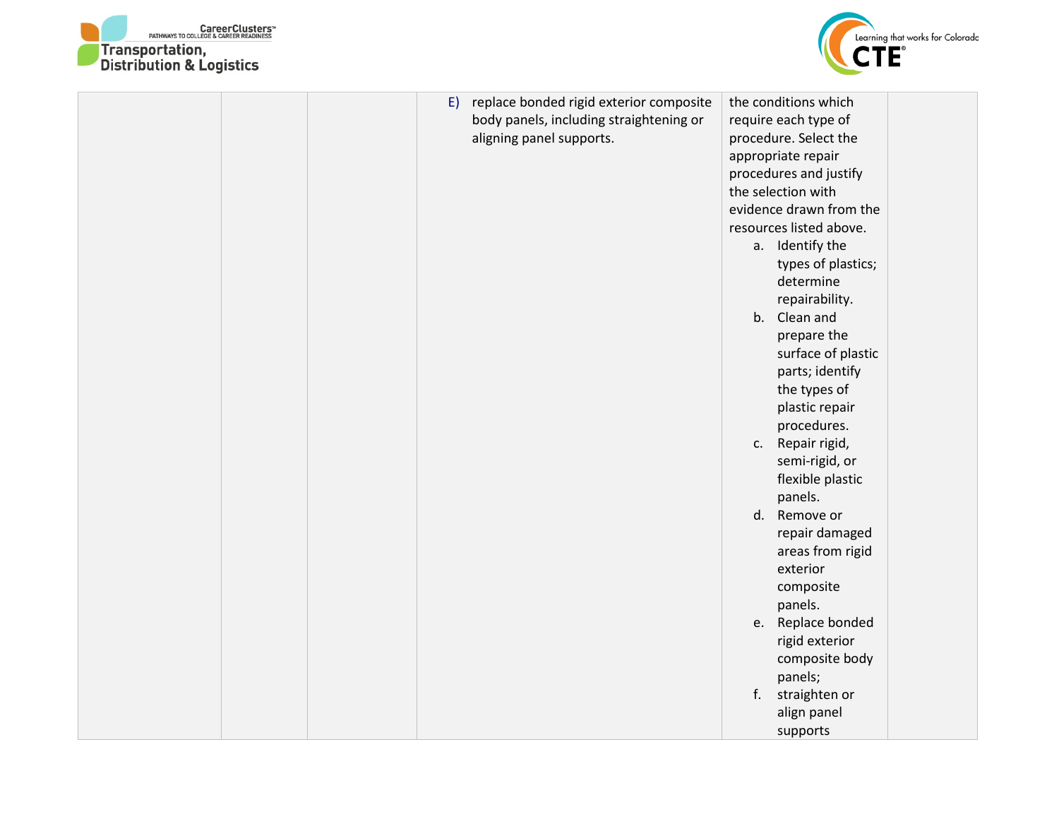| | | | | | |
|---|---|---|---|---|---|
| | | | E) replace bonded rigid exterior composite body panels, including straightening or aligning panel supports. | the conditions which require each type of procedure. Select the appropriate repair procedures and justify the selection with evidence drawn from the resources listed above.<br>a. Identify the types of plastics; determine repairability.<br>b. Clean and prepare the surface of plastic parts; identify the types of plastic repair procedures.<br>c. Repair rigid, semi-rigid, or flexible plastic panels.<br>d. Remove or repair damaged areas from rigid exterior composite panels.<br>e. Replace bonded rigid exterior composite body panels;<br>f. straighten or align panel supports | |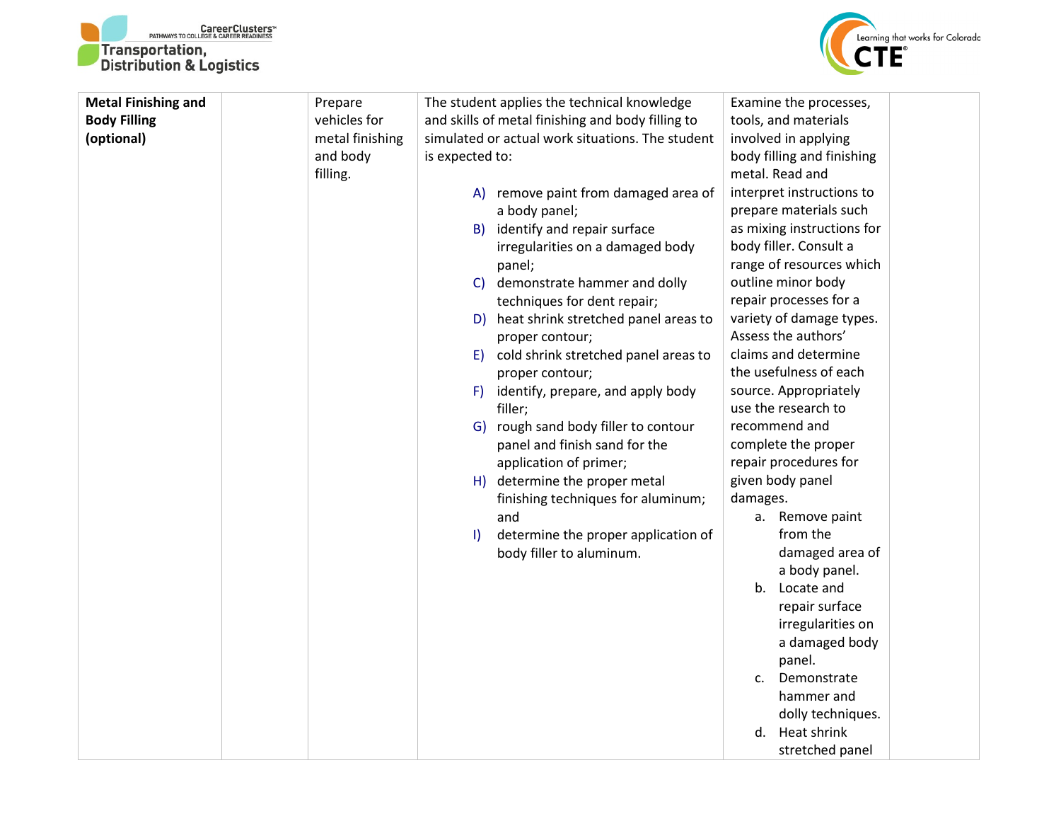| | | | | | |
|---|---|---|---|---|---|
| **Metal Finishing and Body Filling (optional)** | | Prepare vehicles for metal finishing and body filling. | The student applies the technical knowledge and skills of metal finishing and body filling to simulated or actual work situations. The student is expected to:<br><br>A) remove paint from damaged area of a body panel;<br>B) identify and repair surface irregularities on a damaged body panel;<br>C) demonstrate hammer and dolly techniques for dent repair;<br>D) heat shrink stretched panel areas to proper contour;<br>E) cold shrink stretched panel areas to proper contour;<br>F) identify, prepare, and apply body filler;<br>G) rough sand body filler to contour panel and finish sand for the application of primer;<br>H) determine the proper metal finishing techniques for aluminum; and<br>I) determine the proper application of body filler to aluminum. | Examine the processes, tools, and materials involved in applying body filling and finishing metal. Read and interpret instructions to prepare materials such as mixing instructions for body filler. Consult a range of resources which outline minor body repair processes for a variety of damage types. Assess the authors' claims and determine the usefulness of each source. Appropriately use the research to recommend and complete the proper repair procedures for given body panel damages.<br>a. Remove paint from the damaged area of a body panel.<br>b. Locate and repair surface irregularities on a damaged body panel.<br>c. Demonstrate hammer and dolly techniques.<br>d. Heat shrink stretched panel | |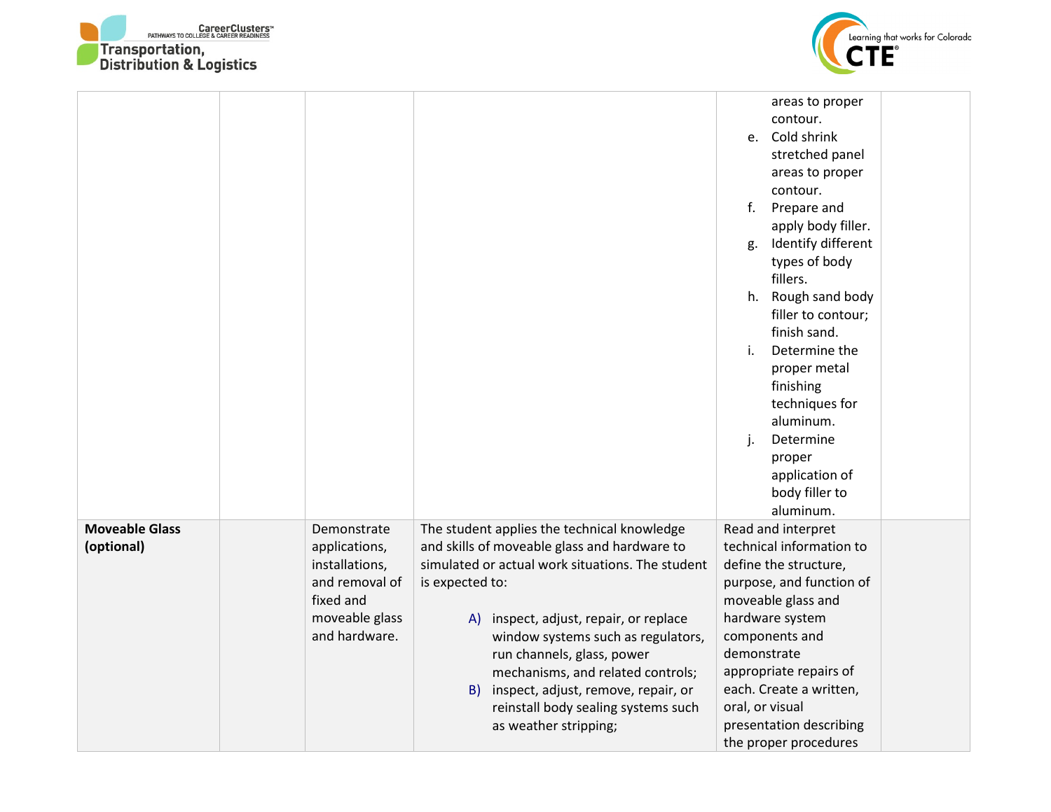| | | | | | |
|---|---|---|---|---|---|
| | | | | areas to proper contour.<br>e. Cold shrink stretched panel areas to proper contour.<br>f. Prepare and apply body filler.<br>g. Identify different types of body fillers.<br>h. Rough sand body filler to contour; finish sand.<br>i. Determine the proper metal finishing techniques for aluminum.<br>j. Determine proper application of body filler to aluminum. | |
| **Moveable Glass (optional)** | | Demonstrate applications, installations, and removal of fixed and moveable glass and hardware. | The student applies the technical knowledge and skills of moveable glass and hardware to simulated or actual work situations. The student is expected to:<br><br>A) inspect, adjust, repair, or replace window systems such as regulators, run channels, glass, power mechanisms, and related controls;<br>B) inspect, adjust, remove, repair, or reinstall body sealing systems such as weather stripping; | Read and interpret technical information to define the structure, purpose, and function of moveable glass and hardware system components and demonstrate appropriate repairs of each. Create a written, oral, or visual presentation describing the proper procedures | |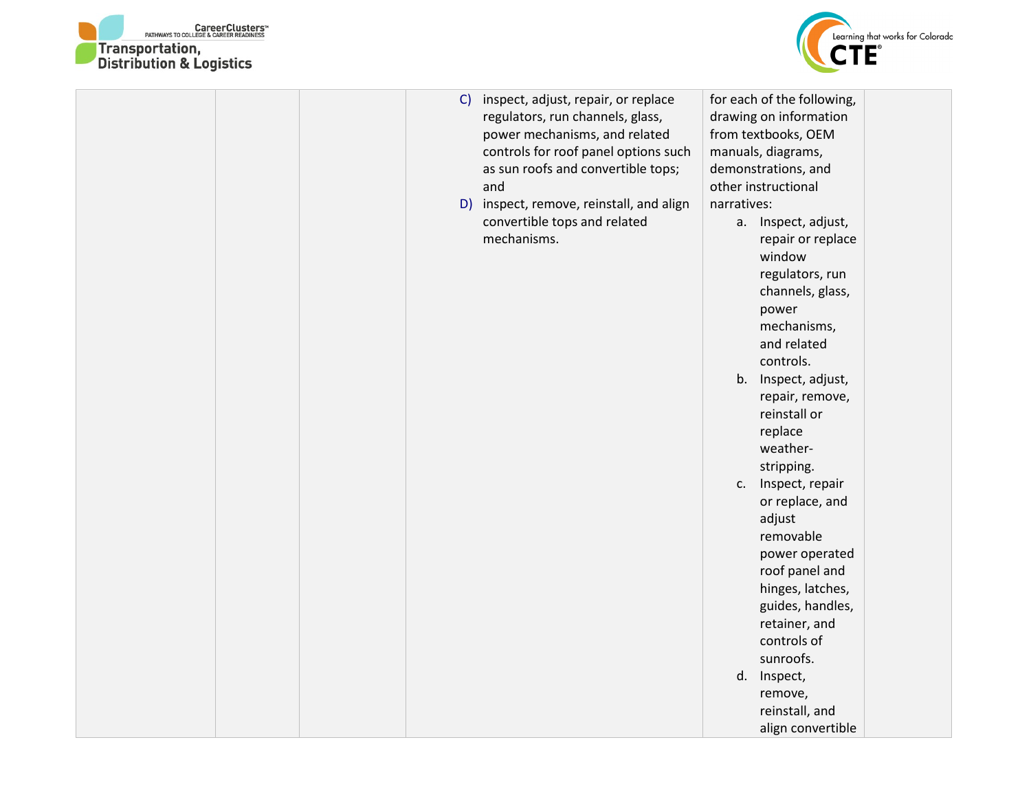|  |  |  |  |  |  |
|---|---|---|---|---|---|
|  |  |  | C) inspect, adjust, repair, or replace regulators, run channels, glass, power mechanisms, and related controls for roof panel options such as sun roofs and convertible tops; and<br>D) inspect, remove, reinstall, and align convertible tops and related mechanisms. | for each of the following, drawing on information from textbooks, OEM manuals, diagrams, demonstrations, and other instructional narratives:<br>a. Inspect, adjust, repair or replace window regulators, run channels, glass, power mechanisms, and related controls.<br>b. Inspect, adjust, repair, remove, reinstall or replace weather-stripping.<br>c. Inspect, repair or replace, and adjust removable power operated roof panel and hinges, latches, guides, handles, retainer, and controls of sunroofs.<br>d. Inspect, remove, reinstall, and align convertible |  |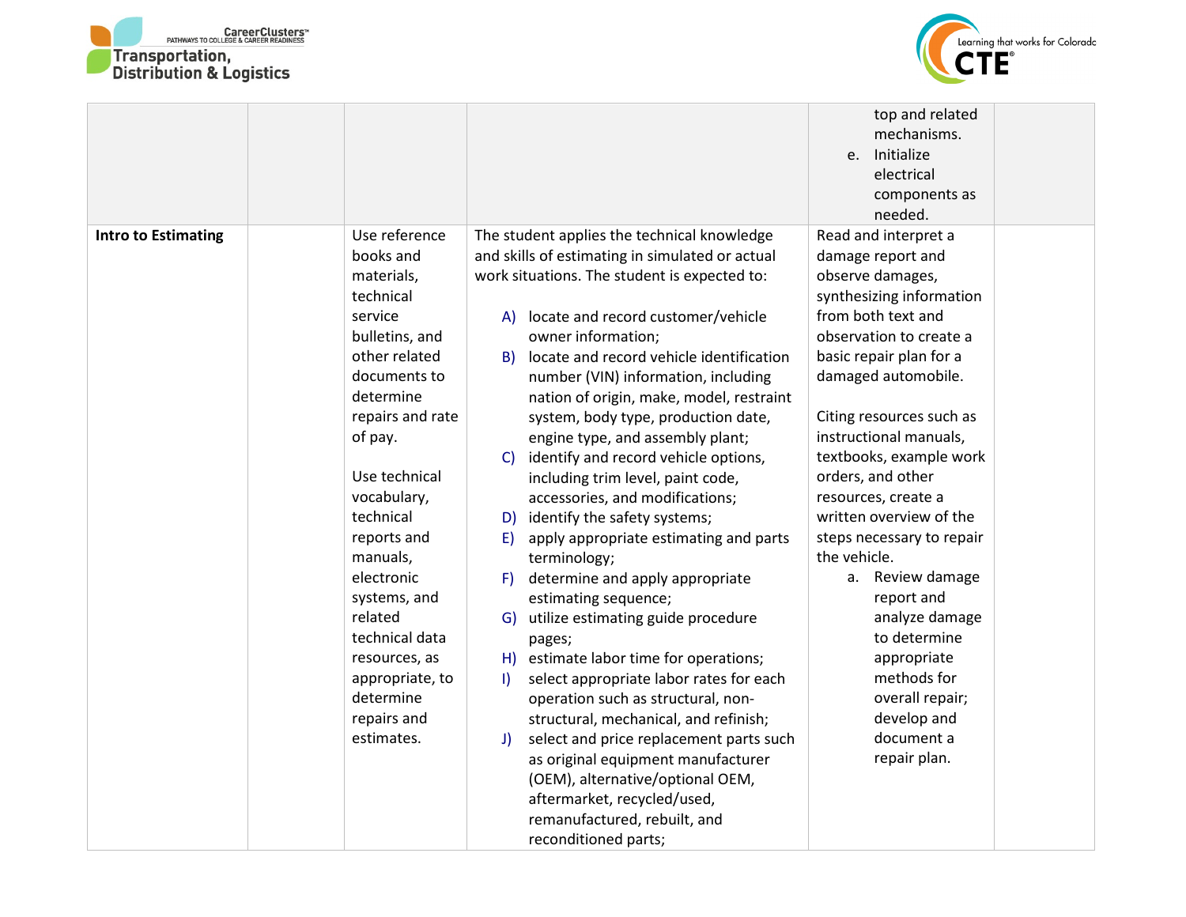| | | | | | |
|---|---|---|---|---|---|
| | | | | top and related mechanisms.<br>e. Initialize electrical components as needed. | |
| **Intro to Estimating** | | Use reference books and materials, technical service bulletins, and other related documents to determine repairs and rate of pay.<br><br>Use technical vocabulary, technical reports and manuals, electronic systems, and related technical data resources, as appropriate, to determine repairs and estimates. | The student applies the technical knowledge and skills of estimating in simulated or actual work situations. The student is expected to:<br><br>A) locate and record customer/vehicle owner information;<br>B) locate and record vehicle identification number (VIN) information, including nation of origin, make, model, restraint system, body type, production date, engine type, and assembly plant;<br>C) identify and record vehicle options, including trim level, paint code, accessories, and modifications;<br>D) identify the safety systems;<br>E) apply appropriate estimating and parts terminology;<br>F) determine and apply appropriate estimating sequence;<br>G) utilize estimating guide procedure pages;<br>H) estimate labor time for operations;<br>I) select appropriate labor rates for each operation such as structural, non-structural, mechanical, and refinish;<br>J) select and price replacement parts such as original equipment manufacturer (OEM), alternative/optional OEM, aftermarket, recycled/used, remanufactured, rebuilt, and reconditioned parts; | Read and interpret a damage report and observe damages, synthesizing information from both text and observation to create a basic repair plan for a damaged automobile.<br><br>Citing resources such as instructional manuals, textbooks, example work orders, and other resources, create a written overview of the steps necessary to repair the vehicle.<br>a. Review damage report and analyze damage to determine appropriate methods for overall repair; develop and document a repair plan. | |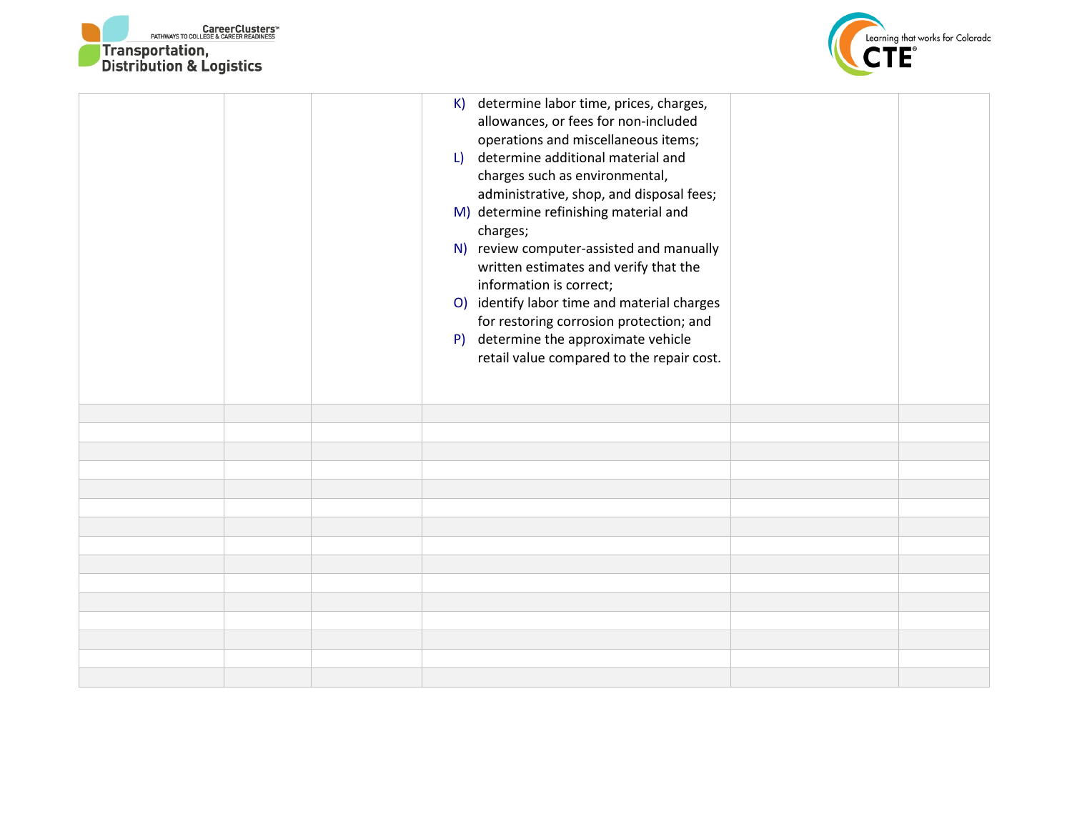| | | | | | |
|---|---|---|---|---|---|
| | | | K) determine labor time, prices, charges, allowances, or fees for non-included operations and miscellaneous items;<br>L) determine additional material and charges such as environmental, administrative, shop, and disposal fees;<br>M) determine refinishing material and charges;<br>N) review computer-assisted and manually written estimates and verify that the information is correct;<br>O) identify labor time and material charges for restoring corrosion protection; and<br>P) determine the approximate vehicle retail value compared to the repair cost. | | |
| | | | | | |
| | | | | | |
| | | | | | |
| | | | | | |
| | | | | | |
| | | | | | |
| | | | | | |
| | | | | | |
| | | | | | |
| | | | | | |
| | | | | | |
| | | | | | |
| | | | | | |
| | | | | | |
| | | | | | |